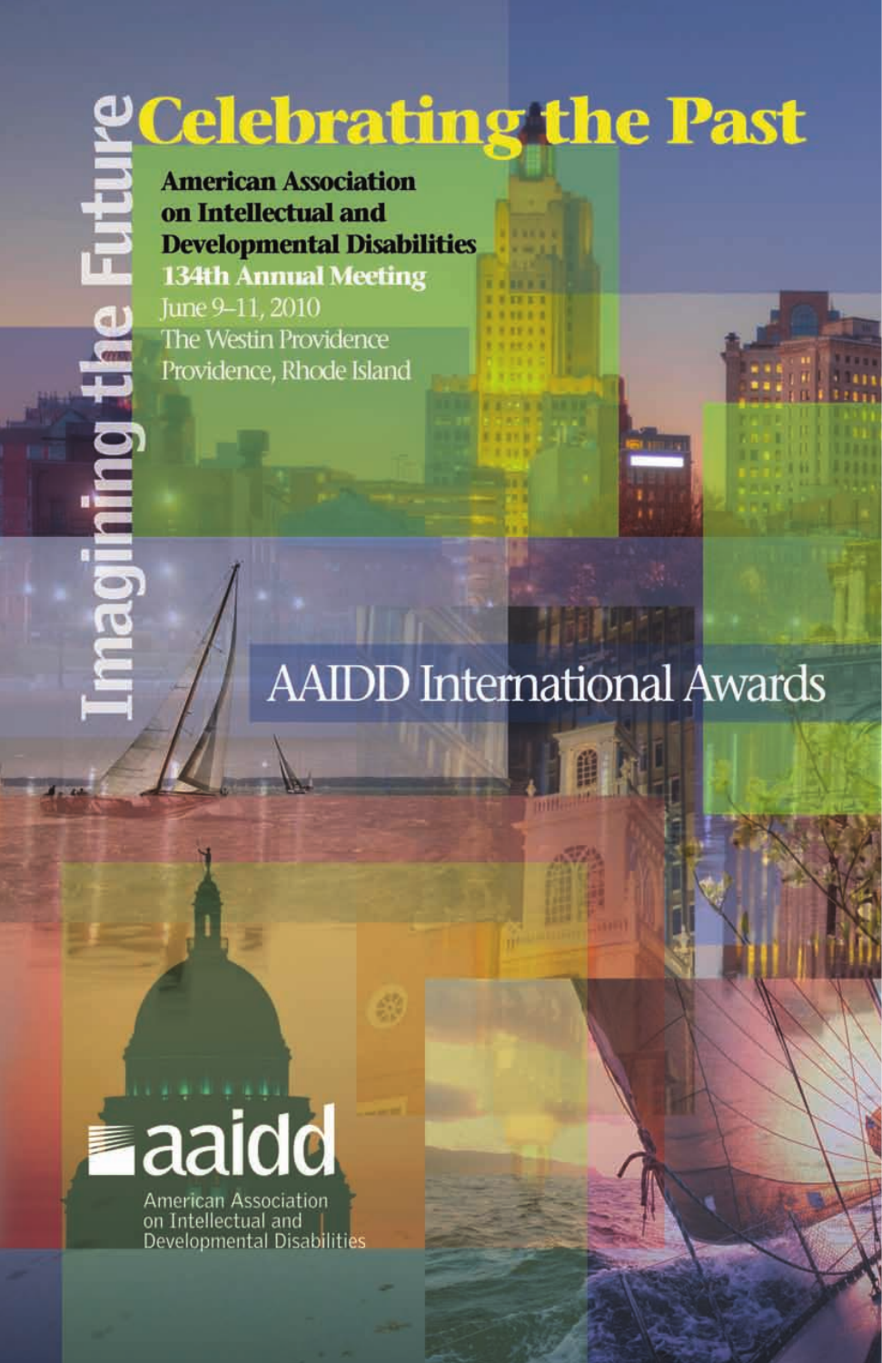# Celebrating the Past

Imagining the Future

**American Association on Intellectual and Developmental Disabilities**

**134th Annual Meeting**

June 9–11, 2010

The Westin Providence

Providence, Rhode Island

## AAIDD International Awards

aaidd

American Association on Intellectual and Developmental Disabilities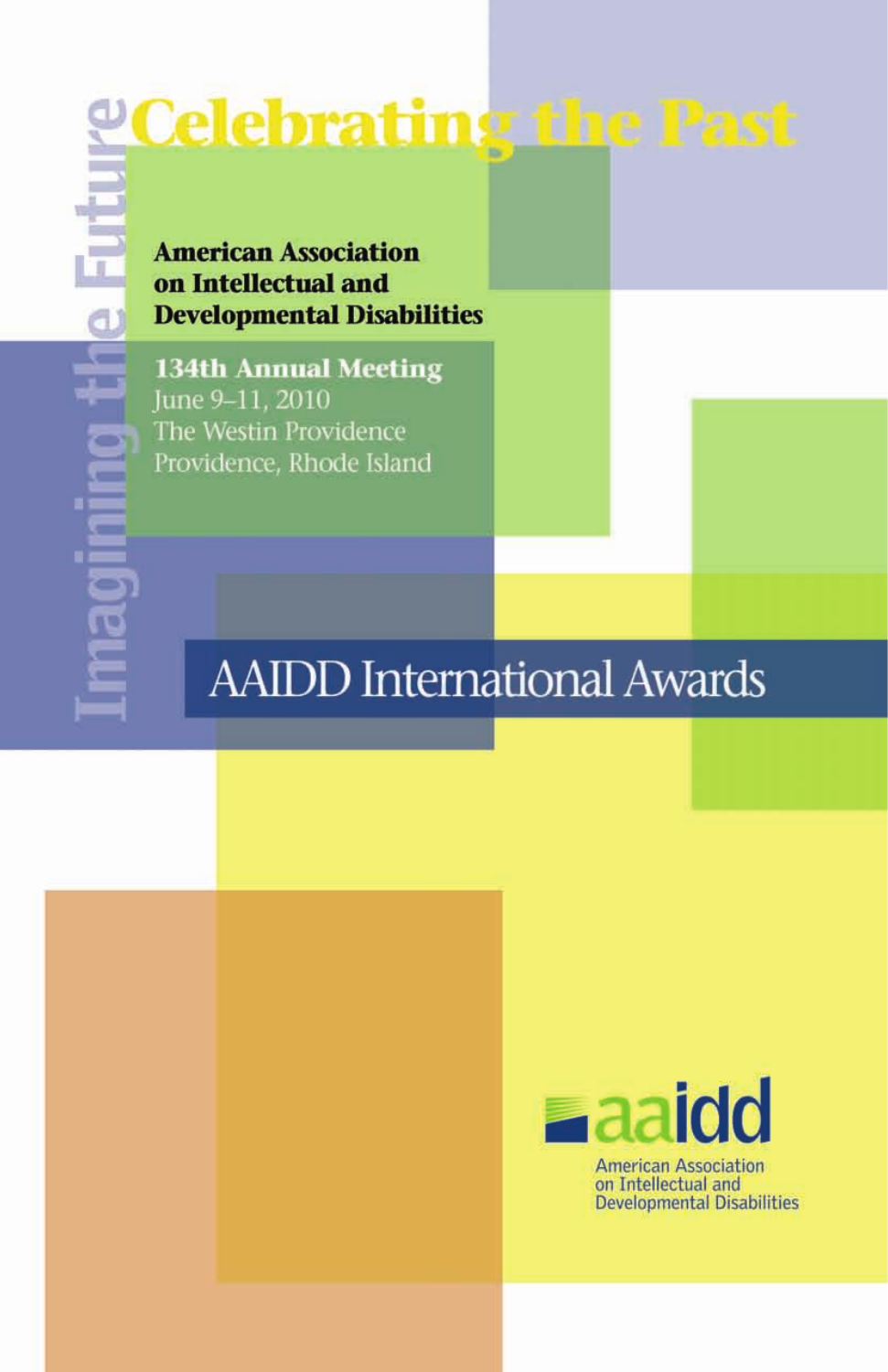# Celebrating the Past

Imagining the Future

**American Association on Intellectual and Developmental Disabilities**

**134th Annual Meeting**
June 9–11, 2010
The Westin Providence
Providence, Rhode Island

## AAIDD International Awards

aaidd
American Association on Intellectual and Developmental Disabilities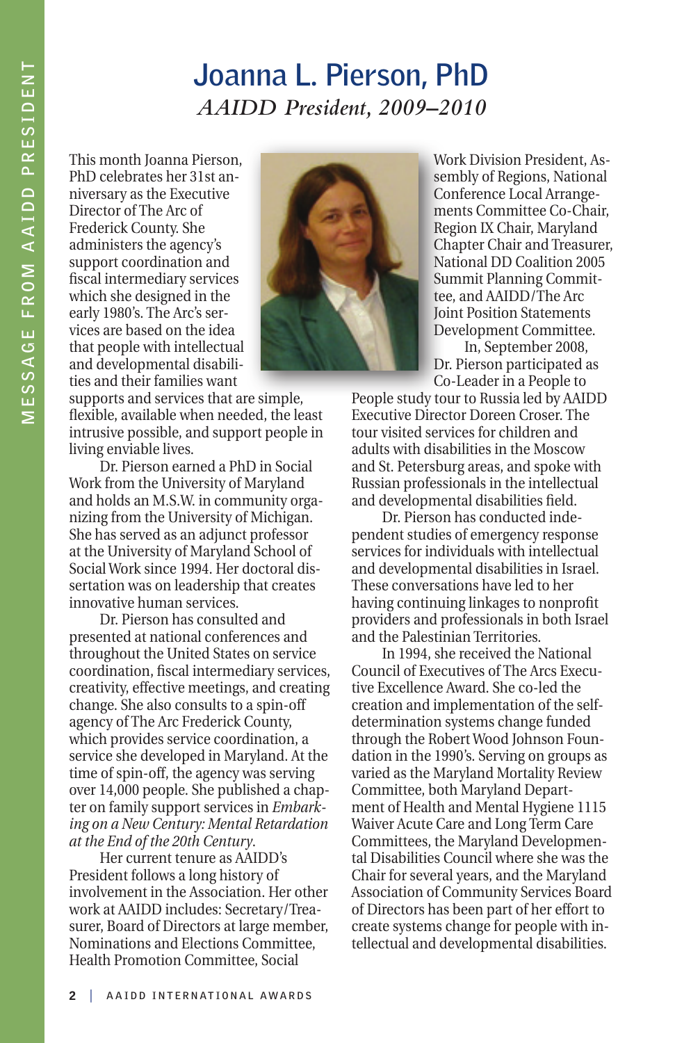# Joanna L. Pierson, PhD

*AAIDD President, 2009–2010*

This month Joanna Pierson, PhD celebrates her 31st anniversary as the Executive Director of The Arc of Frederick County. She administers the agency's support coordination and fiscal intermediary services which she designed in the early 1980's. The Arc's services are based on the idea that people with intellectual and developmental disabilities and their families want supports and services that are simple, flexible, available when needed, the least intrusive possible, and support people in living enviable lives.

Dr. Pierson earned a PhD in Social Work from the University of Maryland and holds an M.S.W. in community organizing from the University of Michigan. She has served as an adjunct professor at the University of Maryland School of Social Work since 1994. Her doctoral dissertation was on leadership that creates innovative human services.

Dr. Pierson has consulted and presented at national conferences and throughout the United States on service coordination, fiscal intermediary services, creativity, effective meetings, and creating change. She also consults to a spin-off agency of The Arc Frederick County, which provides service coordination, a service she developed in Maryland. At the time of spin-off, the agency was serving over 14,000 people. She published a chapter on family support services in *Embarking on a New Century: Mental Retardation at the End of the 20th Century*.

Her current tenure as AAIDD's President follows a long history of involvement in the Association. Her other work at AAIDD includes: Secretary/Treasurer, Board of Directors at large member, Nominations and Elections Committee, Health Promotion Committee, Social Work Division President, Assembly of Regions, National Conference Local Arrangements Committee Co-Chair, Region IX Chair, Maryland Chapter Chair and Treasurer, National DD Coalition 2005 Summit Planning Committee, and AAIDD/The Arc Joint Position Statements Development Committee.

In, September 2008, Dr. Pierson participated as Co-Leader in a People to People study tour to Russia led by AAIDD Executive Director Doreen Croser. The tour visited services for children and adults with disabilities in the Moscow and St. Petersburg areas, and spoke with Russian professionals in the intellectual and developmental disabilities field.

Dr. Pierson has conducted independent studies of emergency response services for individuals with intellectual and developmental disabilities in Israel. These conversations have led to her having continuing linkages to nonprofit providers and professionals in both Israel and the Palestinian Territories.

In 1994, she received the National Council of Executives of The Arcs Executive Excellence Award. She co-led the creation and implementation of the self-determination systems change funded through the Robert Wood Johnson Foundation in the 1990's. Serving on groups as varied as the Maryland Mortality Review Committee, both Maryland Department of Health and Mental Hygiene 1115 Waiver Acute Care and Long Term Care Committees, the Maryland Developmental Disabilities Council where she was the Chair for several years, and the Maryland Association of Community Services Board of Directors has been part of her effort to create systems change for people with intellectual and developmental disabilities.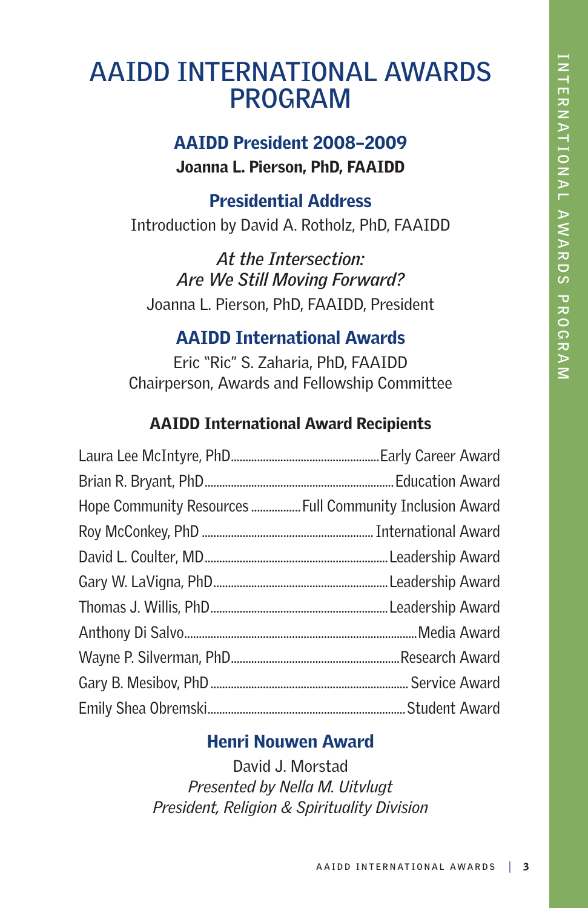# AAIDD INTERNATIONAL AWARDS PROGRAM

## AAIDD President 2008–2009

**Joanna L. Pierson, PhD, FAAIDD**

## Presidential Address

Introduction by David A. Rotholz, PhD, FAAIDD

*At the Intersection:*
*Are We Still Moving Forward?*

Joanna L. Pierson, PhD, FAAIDD, President

## AAIDD International Awards

Eric "Ric" S. Zaharia, PhD, FAAIDD
Chairperson, Awards and Fellowship Committee

### AAIDD International Award Recipients

Laura Lee McIntyre, PhD........Early Career Award
Brian R. Bryant, PhD........Education Award
Hope Community Resources........Full Community Inclusion Award
Roy McConkey, PhD........International Award
David L. Coulter, MD........Leadership Award
Gary W. LaVigna, PhD........Leadership Award
Thomas J. Willis, PhD........Leadership Award
Anthony Di Salvo........Media Award
Wayne P. Silverman, PhD........Research Award
Gary B. Mesibov, PhD........Service Award
Emily Shea Obremski........Student Award

## Henri Nouwen Award

David J. Morstad
*Presented by Nella M. Uitvlugt*
*President, Religion & Spirituality Division*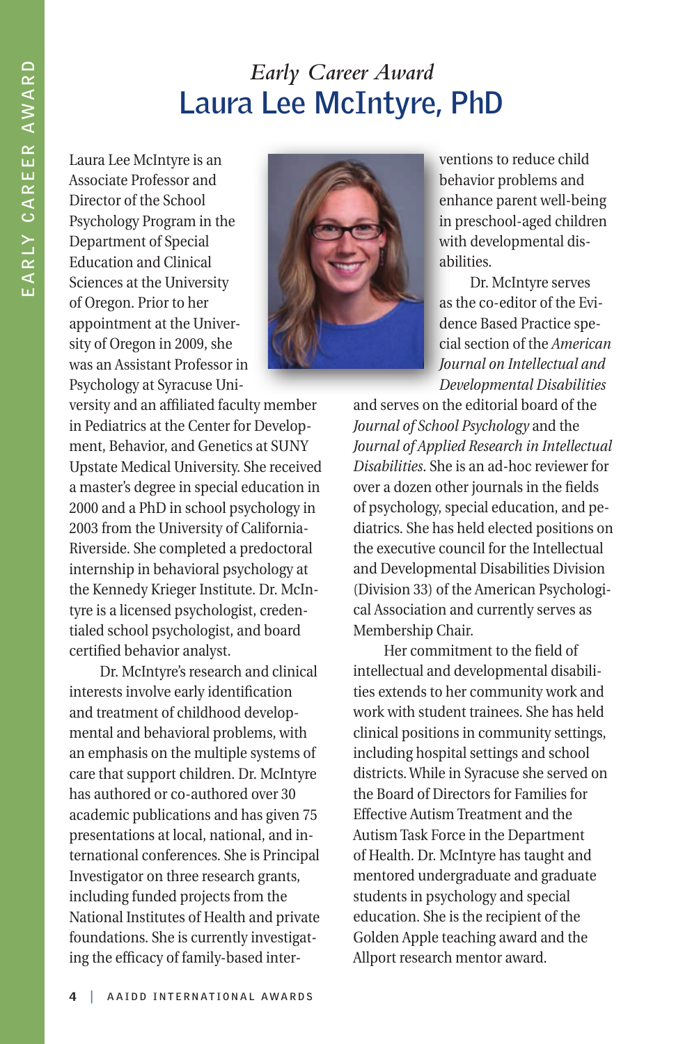*Early Career Award*

# Laura Lee McIntyre, PhD

Laura Lee McIntyre is an Associate Professor and Director of the School Psychology Program in the Department of Special Education and Clinical Sciences at the University of Oregon. Prior to her appointment at the University of Oregon in 2009, she was an Assistant Professor in Psychology at Syracuse University and an affiliated faculty member in Pediatrics at the Center for Development, Behavior, and Genetics at SUNY Upstate Medical University. She received a master's degree in special education in 2000 and a PhD in school psychology in 2003 from the University of California-Riverside. She completed a predoctoral internship in behavioral psychology at the Kennedy Krieger Institute. Dr. McIntyre is a licensed psychologist, credentialed school psychologist, and board certified behavior analyst.

Dr. McIntyre's research and clinical interests involve early identification and treatment of childhood developmental and behavioral problems, with an emphasis on the multiple systems of care that support children. Dr. McIntyre has authored or co-authored over 30 academic publications and has given 75 presentations at local, national, and international conferences. She is Principal Investigator on three research grants, including funded projects from the National Institutes of Health and private foundations. She is currently investigating the efficacy of family-based interventions to reduce child behavior problems and enhance parent well-being in preschool-aged children with developmental disabilities.

Dr. McIntyre serves as the co-editor of the Evidence Based Practice special section of the *American Journal on Intellectual and Developmental Disabilities* and serves on the editorial board of the *Journal of School Psychology* and the *Journal of Applied Research in Intellectual Disabilities*. She is an ad-hoc reviewer for over a dozen other journals in the fields of psychology, special education, and pediatrics. She has held elected positions on the executive council for the Intellectual and Developmental Disabilities Division (Division 33) of the American Psychological Association and currently serves as Membership Chair.

Her commitment to the field of intellectual and developmental disabilities extends to her community work and work with student trainees. She has held clinical positions in community settings, including hospital settings and school districts. While in Syracuse she served on the Board of Directors for Families for Effective Autism Treatment and the Autism Task Force in the Department of Health. Dr. McIntyre has taught and mentored undergraduate and graduate students in psychology and special education. She is the recipient of the Golden Apple teaching award and the Allport research mentor award.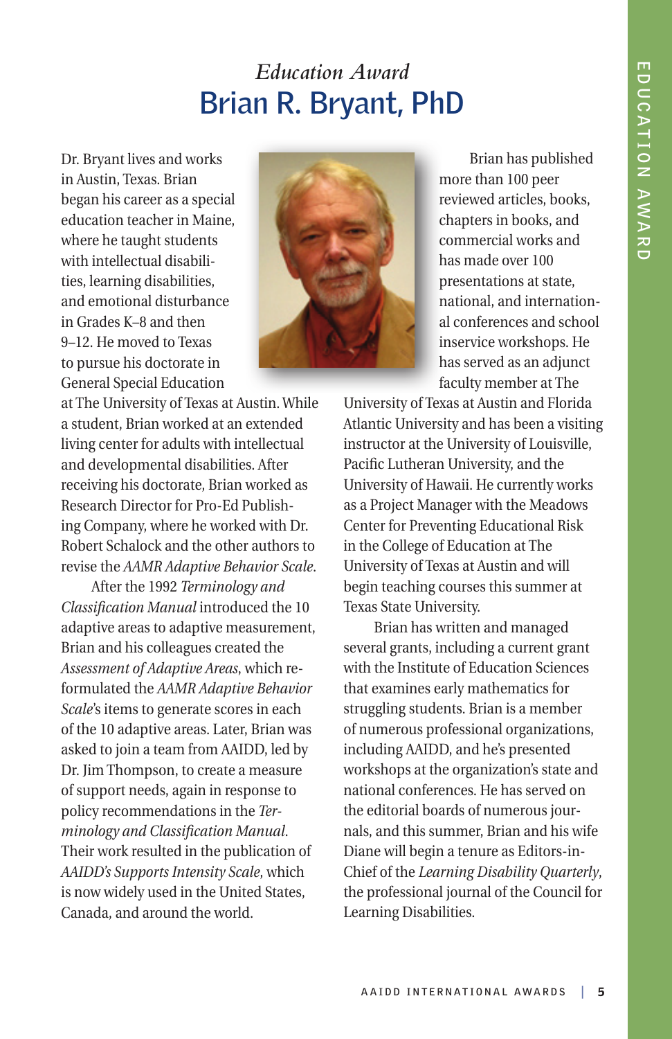*Education Award*

# Brian R. Bryant, PhD

Dr. Bryant lives and works in Austin, Texas. Brian began his career as a special education teacher in Maine, where he taught students with intellectual disabilities, learning disabilities, and emotional disturbance in Grades K–8 and then 9–12. He moved to Texas to pursue his doctorate in General Special Education at The University of Texas at Austin. While a student, Brian worked at an extended living center for adults with intellectual and developmental disabilities. After receiving his doctorate, Brian worked as Research Director for Pro-Ed Publishing Company, where he worked with Dr. Robert Schalock and the other authors to revise the *AAMR Adaptive Behavior Scale*.

After the 1992 *Terminology and Classification Manual* introduced the 10 adaptive areas to adaptive measurement, Brian and his colleagues created the *Assessment of Adaptive Areas*, which reformulated the *AAMR Adaptive Behavior Scale*'s items to generate scores in each of the 10 adaptive areas. Later, Brian was asked to join a team from AAIDD, led by Dr. Jim Thompson, to create a measure of support needs, again in response to policy recommendations in the *Terminology and Classification Manual*. Their work resulted in the publication of *AAIDD's Supports Intensity Scale*, which is now widely used in the United States, Canada, and around the world.

Brian has published more than 100 peer reviewed articles, books, chapters in books, and commercial works and has made over 100 presentations at state, national, and international conferences and school inservice workshops. He has served as an adjunct faculty member at The University of Texas at Austin and Florida Atlantic University and has been a visiting instructor at the University of Louisville, Pacific Lutheran University, and the University of Hawaii. He currently works as a Project Manager with the Meadows Center for Preventing Educational Risk in the College of Education at The University of Texas at Austin and will begin teaching courses this summer at Texas State University.

Brian has written and managed several grants, including a current grant with the Institute of Education Sciences that examines early mathematics for struggling students. Brian is a member of numerous professional organizations, including AAIDD, and he's presented workshops at the organization's state and national conferences. He has served on the editorial boards of numerous journals, and this summer, Brian and his wife Diane will begin a tenure as Editors-in-Chief of the *Learning Disability Quarterly*, the professional journal of the Council for Learning Disabilities.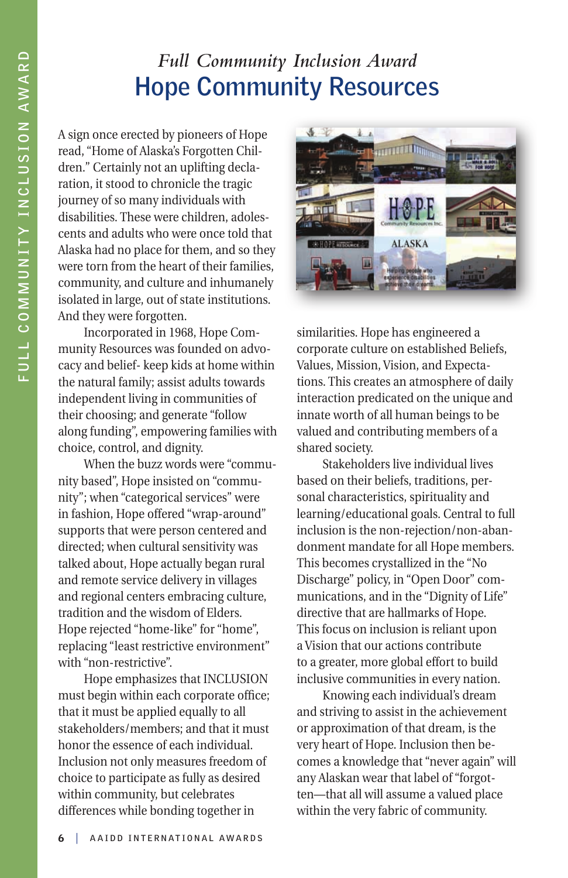*Full Community Inclusion Award*

# Hope Community Resources

A sign once erected by pioneers of Hope read, "Home of Alaska's Forgotten Children." Certainly not an uplifting declaration, it stood to chronicle the tragic journey of so many individuals with disabilities. These were children, adolescents and adults who were once told that Alaska had no place for them, and so they were torn from the heart of their families, community, and culture and inhumanely isolated in large, out of state institutions. And they were forgotten.

Incorporated in 1968, Hope Community Resources was founded on advocacy and belief- keep kids at home within the natural family; assist adults towards independent living in communities of their choosing; and generate "follow along funding", empowering families with choice, control, and dignity.

When the buzz words were "community based", Hope insisted on "community"; when "categorical services" were in fashion, Hope offered "wrap-around" supports that were person centered and directed; when cultural sensitivity was talked about, Hope actually began rural and remote service delivery in villages and regional centers embracing culture, tradition and the wisdom of Elders. Hope rejected "home-like" for "home", replacing "least restrictive environment" with "non-restrictive".

Hope emphasizes that INCLUSION must begin within each corporate office; that it must be applied equally to all stakeholders/members; and that it must honor the essence of each individual. Inclusion not only measures freedom of choice to participate as fully as desired within community, but celebrates differences while bonding together in similarities. Hope has engineered a corporate culture on established Beliefs, Values, Mission, Vision, and Expectations. This creates an atmosphere of daily interaction predicated on the unique and innate worth of all human beings to be valued and contributing members of a shared society.

Stakeholders live individual lives based on their beliefs, traditions, personal characteristics, spirituality and learning/educational goals. Central to full inclusion is the non-rejection/non-abandonment mandate for all Hope members. This becomes crystallized in the "No Discharge" policy, in "Open Door" communications, and in the "Dignity of Life" directive that are hallmarks of Hope. This focus on inclusion is reliant upon a Vision that our actions contribute to a greater, more global effort to build inclusive communities in every nation.

Knowing each individual's dream and striving to assist in the achievement or approximation of that dream, is the very heart of Hope. Inclusion then becomes a knowledge that "never again" will any Alaskan wear that label of "forgotten—that all will assume a valued place within the very fabric of community.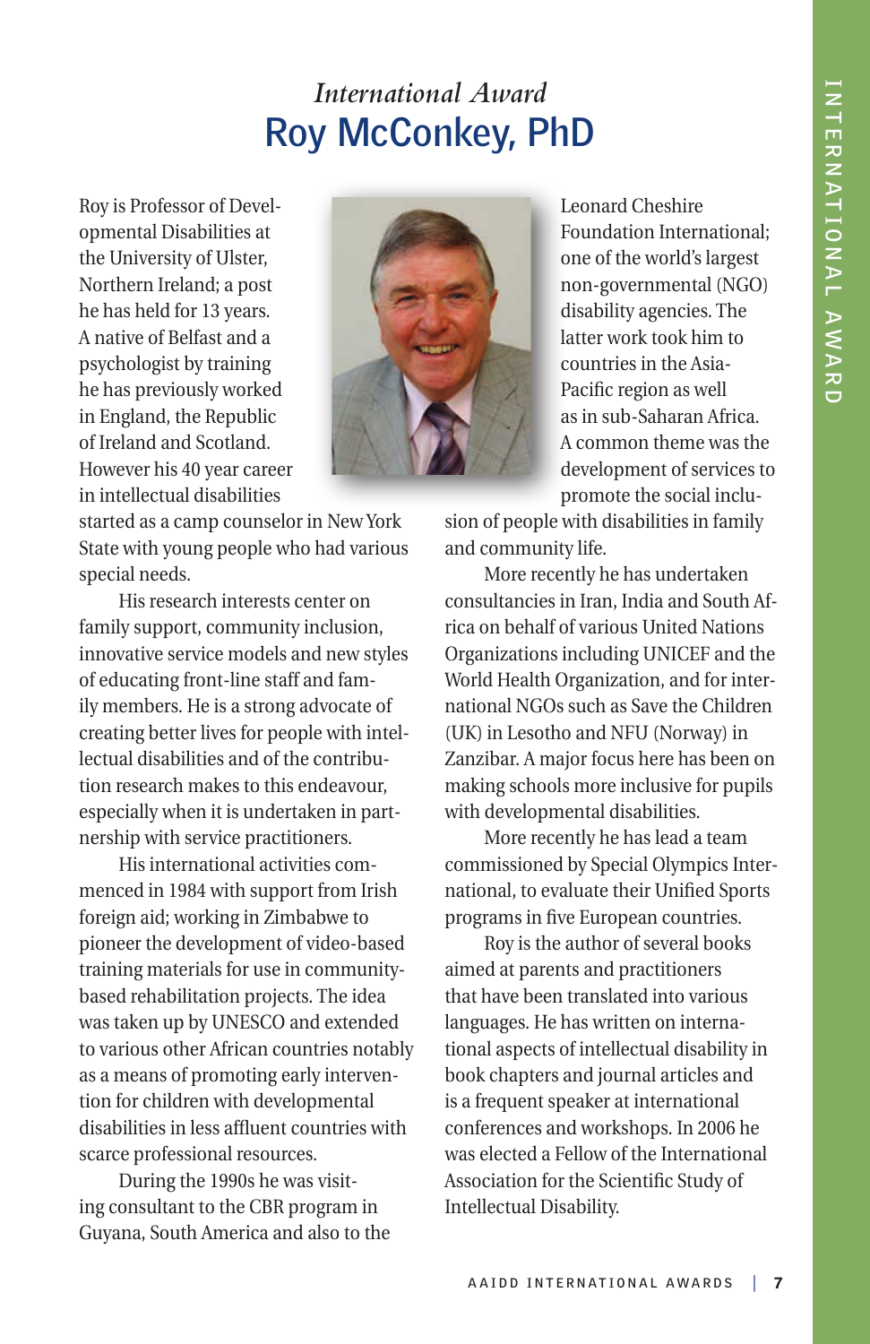*International Award*

# Roy McConkey, PhD

Roy is Professor of Developmental Disabilities at the University of Ulster, Northern Ireland; a post he has held for 13 years. A native of Belfast and a psychologist by training he has previously worked in England, the Republic of Ireland and Scotland. However his 40 year career in intellectual disabilities started as a camp counselor in New York State with young people who had various special needs.

His research interests center on family support, community inclusion, innovative service models and new styles of educating front-line staff and family members. He is a strong advocate of creating better lives for people with intellectual disabilities and of the contribution research makes to this endeavour, especially when it is undertaken in partnership with service practitioners.

His international activities commenced in 1984 with support from Irish foreign aid; working in Zimbabwe to pioneer the development of video-based training materials for use in community-based rehabilitation projects. The idea was taken up by UNESCO and extended to various other African countries notably as a means of promoting early intervention for children with developmental disabilities in less affluent countries with scarce professional resources.

During the 1990s he was visiting consultant to the CBR program in Guyana, South America and also to the Leonard Cheshire Foundation International; one of the world's largest non-governmental (NGO) disability agencies. The latter work took him to countries in the Asia-Pacific region as well as in sub-Saharan Africa. A common theme was the development of services to promote the social inclusion of people with disabilities in family and community life.

More recently he has undertaken consultancies in Iran, India and South Africa on behalf of various United Nations Organizations including UNICEF and the World Health Organization, and for international NGOs such as Save the Children (UK) in Lesotho and NFU (Norway) in Zanzibar. A major focus here has been on making schools more inclusive for pupils with developmental disabilities.

More recently he has lead a team commissioned by Special Olympics International, to evaluate their Unified Sports programs in five European countries.

Roy is the author of several books aimed at parents and practitioners that have been translated into various languages. He has written on international aspects of intellectual disability in book chapters and journal articles and is a frequent speaker at international conferences and workshops. In 2006 he was elected a Fellow of the International Association for the Scientific Study of Intellectual Disability.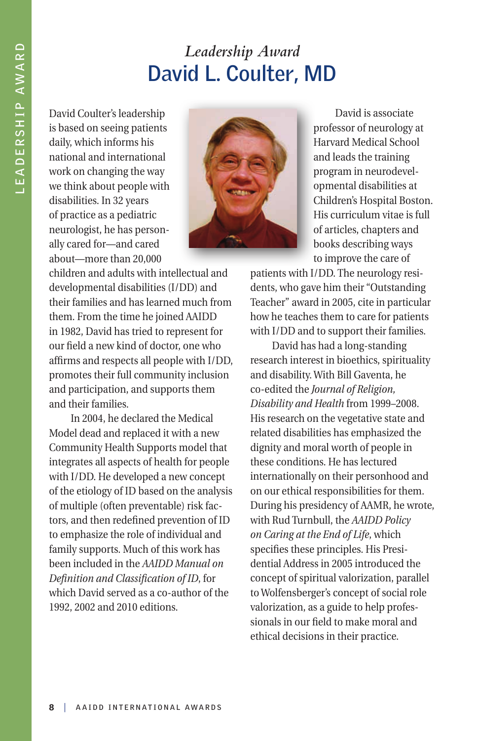*Leadership Award*

# David L. Coulter, MD

David Coulter's leadership is based on seeing patients daily, which informs his national and international work on changing the way we think about people with disabilities. In 32 years of practice as a pediatric neurologist, he has personally cared for—and cared about—more than 20,000 children and adults with intellectual and developmental disabilities (I/DD) and their families and has learned much from them. From the time he joined AAIDD in 1982, David has tried to represent for our field a new kind of doctor, one who affirms and respects all people with I/DD, promotes their full community inclusion and participation, and supports them and their families.

In 2004, he declared the Medical Model dead and replaced it with a new Community Health Supports model that integrates all aspects of health for people with I/DD. He developed a new concept of the etiology of ID based on the analysis of multiple (often preventable) risk factors, and then redefined prevention of ID to emphasize the role of individual and family supports. Much of this work has been included in the *AAIDD Manual on Definition and Classification of ID*, for which David served as a co-author of the 1992, 2002 and 2010 editions.

David is associate professor of neurology at Harvard Medical School and leads the training program in neurodevelopmental disabilities at Children's Hospital Boston. His curriculum vitae is full of articles, chapters and books describing ways to improve the care of patients with I/DD. The neurology residents, who gave him their "Outstanding Teacher" award in 2005, cite in particular how he teaches them to care for patients with I/DD and to support their families.

David has had a long-standing research interest in bioethics, spirituality and disability. With Bill Gaventa, he co-edited the *Journal of Religion, Disability and Health* from 1999–2008. His research on the vegetative state and related disabilities has emphasized the dignity and moral worth of people in these conditions. He has lectured internationally on their personhood and on our ethical responsibilities for them. During his presidency of AAMR, he wrote, with Rud Turnbull, the *AAIDD Policy on Caring at the End of Life*, which specifies these principles. His Presidential Address in 2005 introduced the concept of spiritual valorization, parallel to Wolfensberger's concept of social role valorization, as a guide to help professionals in our field to make moral and ethical decisions in their practice.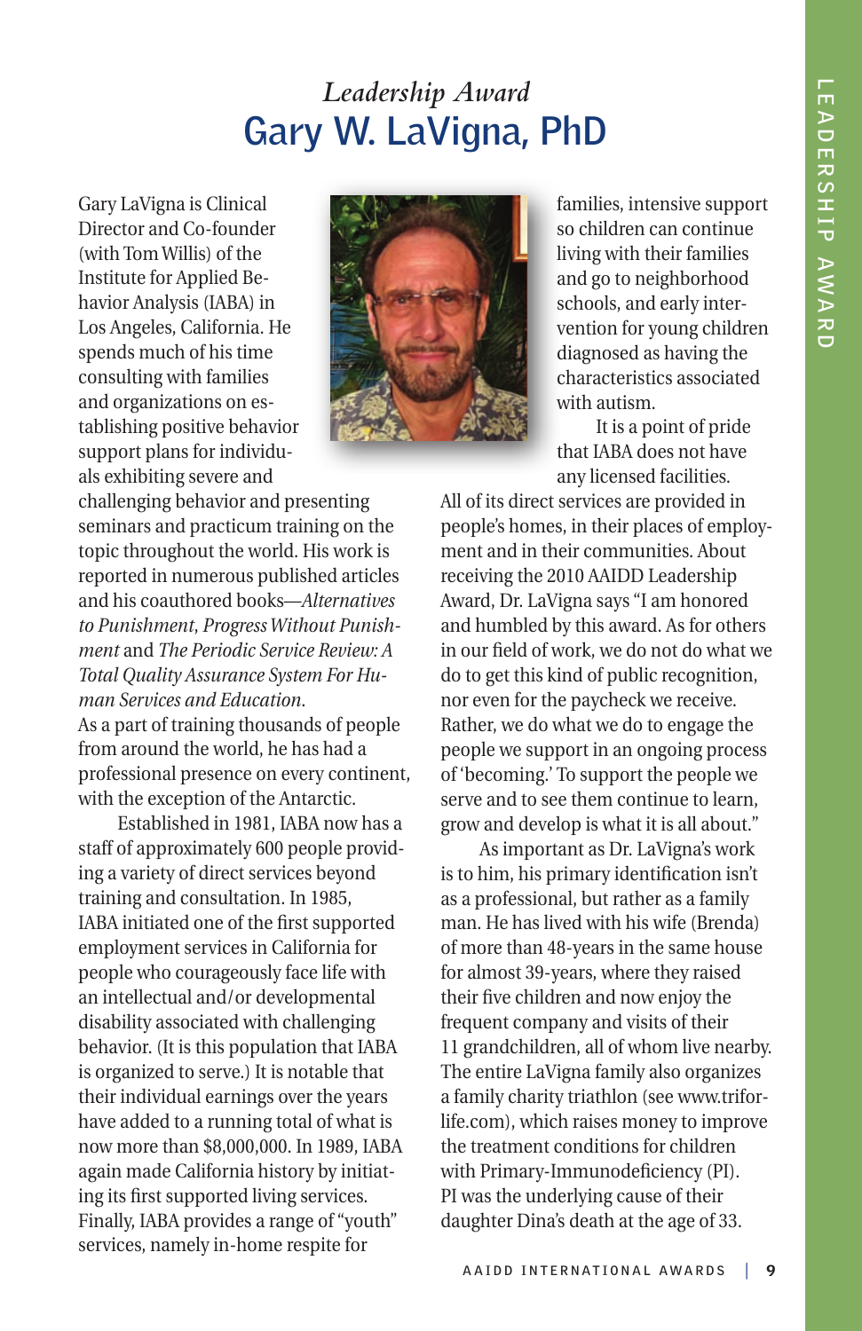*Leadership Award*

# Gary W. LaVigna, PhD

Gary LaVigna is Clinical Director and Co-founder (with Tom Willis) of the Institute for Applied Behavior Analysis (IABA) in Los Angeles, California. He spends much of his time consulting with families and organizations on establishing positive behavior support plans for individuals exhibiting severe and challenging behavior and presenting seminars and practicum training on the topic throughout the world. His work is reported in numerous published articles and his coauthored books—*Alternatives to Punishment*, *Progress Without Punishment* and *The Periodic Service Review: A Total Quality Assurance System For Human Services and Education*. As a part of training thousands of people from around the world, he has had a professional presence on every continent, with the exception of the Antarctic.

Established in 1981, IABA now has a staff of approximately 600 people providing a variety of direct services beyond training and consultation. In 1985, IABA initiated one of the first supported employment services in California for people who courageously face life with an intellectual and/or developmental disability associated with challenging behavior. (It is this population that IABA is organized to serve.) It is notable that their individual earnings over the years have added to a running total of what is now more than $8,000,000. In 1989, IABA again made California history by initiating its first supported living services. Finally, IABA provides a range of "youth" services, namely in-home respite for families, intensive support so children can continue living with their families and go to neighborhood schools, and early intervention for young children diagnosed as having the characteristics associated with autism.

It is a point of pride that IABA does not have any licensed facilities. All of its direct services are provided in people's homes, in their places of employment and in their communities. About receiving the 2010 AAIDD Leadership Award, Dr. LaVigna says "I am honored and humbled by this award. As for others in our field of work, we do not do what we do to get this kind of public recognition, nor even for the paycheck we receive. Rather, we do what we do to engage the people we support in an ongoing process of 'becoming.' To support the people we serve and to see them continue to learn, grow and develop is what it is all about."

As important as Dr. LaVigna's work is to him, his primary identification isn't as a professional, but rather as a family man. He has lived with his wife (Brenda) of more than 48-years in the same house for almost 39-years, where they raised their five children and now enjoy the frequent company and visits of their 11 grandchildren, all of whom live nearby. The entire LaVigna family also organizes a family charity triathlon (see www.triforlife.com), which raises money to improve the treatment conditions for children with Primary-Immunodeficiency (PI). PI was the underlying cause of their daughter Dina's death at the age of 33.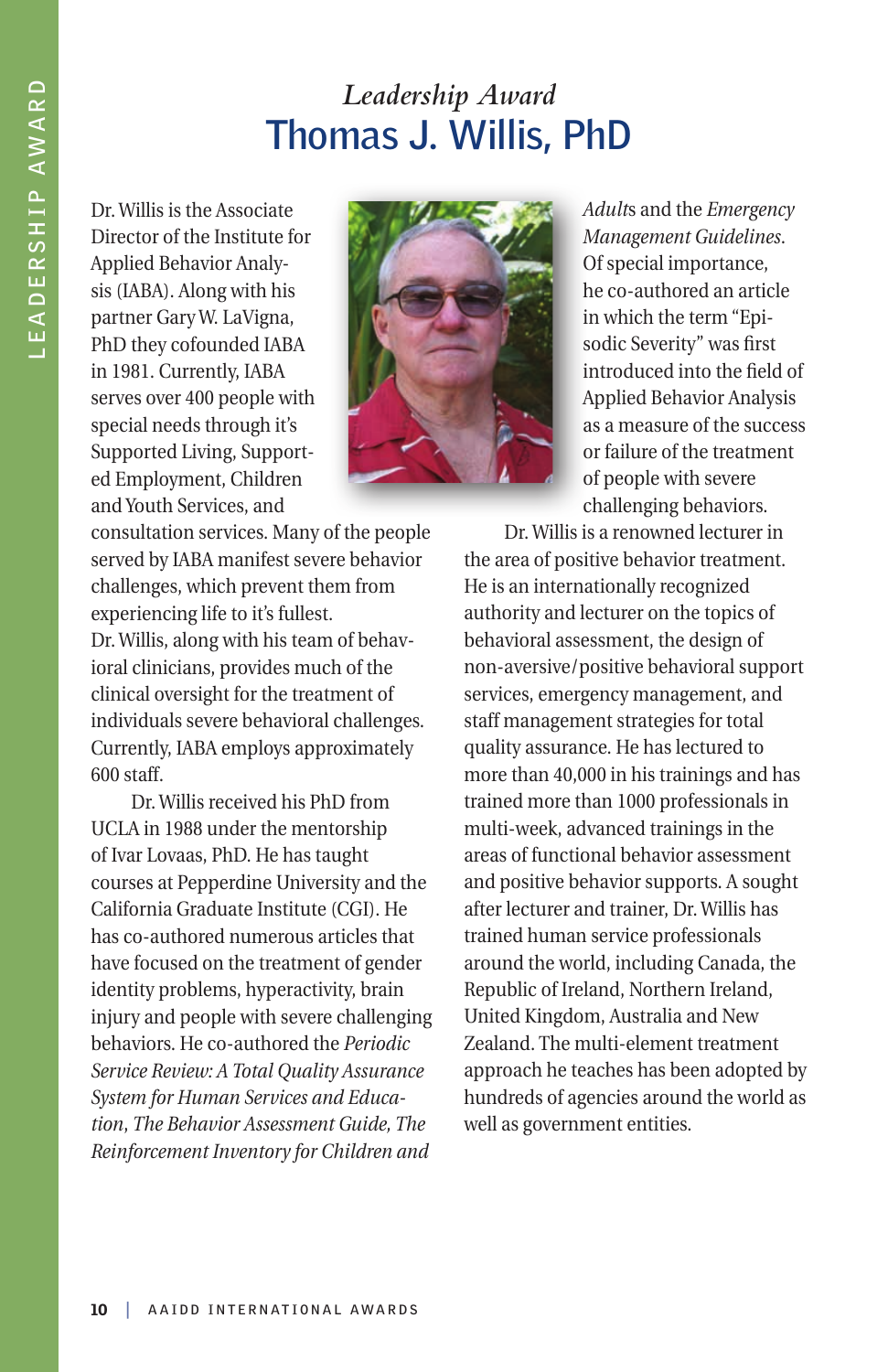## *Leadership Award*

# Thomas J. Willis, PhD

Dr. Willis is the Associate Director of the Institute for Applied Behavior Analysis (IABA). Along with his partner Gary W. LaVigna, PhD they cofounded IABA in 1981. Currently, IABA serves over 400 people with special needs through it's Supported Living, Supported Employment, Children and Youth Services, and consultation services. Many of the people served by IABA manifest severe behavior challenges, which prevent them from experiencing life to it's fullest. Dr. Willis, along with his team of behavioral clinicians, provides much of the clinical oversight for the treatment of individuals severe behavioral challenges. Currently, IABA employs approximately 600 staff.

Dr. Willis received his PhD from UCLA in 1988 under the mentorship of Ivar Lovaas, PhD. He has taught courses at Pepperdine University and the California Graduate Institute (CGI). He has co-authored numerous articles that have focused on the treatment of gender identity problems, hyperactivity, brain injury and people with severe challenging behaviors. He co-authored the *Periodic Service Review: A Total Quality Assurance System for Human Services and Education*, *The Behavior Assessment Guide, The Reinforcement Inventory for Children and Adult*s and the *Emergency Management Guidelines*. Of special importance, he co-authored an article in which the term "Episodic Severity" was first introduced into the field of Applied Behavior Analysis as a measure of the success or failure of the treatment of people with severe challenging behaviors.

Dr. Willis is a renowned lecturer in the area of positive behavior treatment. He is an internationally recognized authority and lecturer on the topics of behavioral assessment, the design of non-aversive/positive behavioral support services, emergency management, and staff management strategies for total quality assurance. He has lectured to more than 40,000 in his trainings and has trained more than 1000 professionals in multi-week, advanced trainings in the areas of functional behavior assessment and positive behavior supports. A sought after lecturer and trainer, Dr. Willis has trained human service professionals around the world, including Canada, the Republic of Ireland, Northern Ireland, United Kingdom, Australia and New Zealand. The multi-element treatment approach he teaches has been adopted by hundreds of agencies around the world as well as government entities.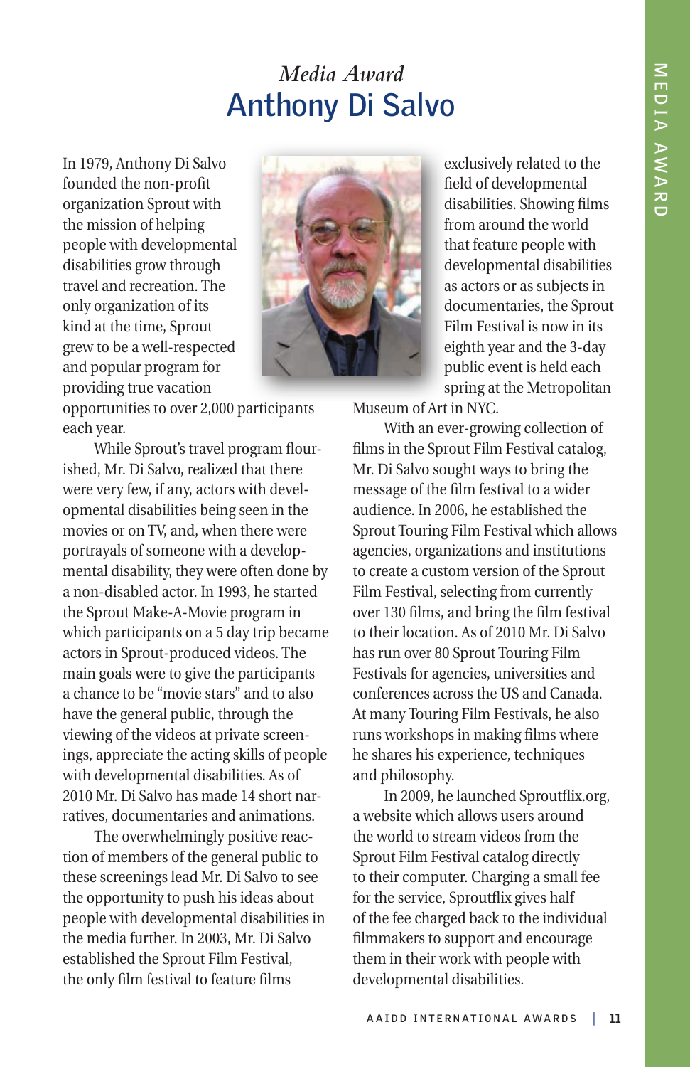*Media Award*

# Anthony Di Salvo

In 1979, Anthony Di Salvo founded the non-profit organization Sprout with the mission of helping people with developmental disabilities grow through travel and recreation. The only organization of its kind at the time, Sprout grew to be a well-respected and popular program for providing true vacation opportunities to over 2,000 participants each year.

While Sprout's travel program flourished, Mr. Di Salvo, realized that there were very few, if any, actors with developmental disabilities being seen in the movies or on TV, and, when there were portrayals of someone with a developmental disability, they were often done by a non-disabled actor. In 1993, he started the Sprout Make-A-Movie program in which participants on a 5 day trip became actors in Sprout-produced videos. The main goals were to give the participants a chance to be "movie stars" and to also have the general public, through the viewing of the videos at private screenings, appreciate the acting skills of people with developmental disabilities. As of 2010 Mr. Di Salvo has made 14 short narratives, documentaries and animations.

The overwhelmingly positive reaction of members of the general public to these screenings lead Mr. Di Salvo to see the opportunity to push his ideas about people with developmental disabilities in the media further. In 2003, Mr. Di Salvo established the Sprout Film Festival, the only film festival to feature films exclusively related to the field of developmental disabilities. Showing films from around the world that feature people with developmental disabilities as actors or as subjects in documentaries, the Sprout Film Festival is now in its eighth year and the 3-day public event is held each spring at the Metropolitan Museum of Art in NYC.

With an ever-growing collection of films in the Sprout Film Festival catalog, Mr. Di Salvo sought ways to bring the message of the film festival to a wider audience. In 2006, he established the Sprout Touring Film Festival which allows agencies, organizations and institutions to create a custom version of the Sprout Film Festival, selecting from currently over 130 films, and bring the film festival to their location. As of 2010 Mr. Di Salvo has run over 80 Sprout Touring Film Festivals for agencies, universities and conferences across the US and Canada. At many Touring Film Festivals, he also runs workshops in making films where he shares his experience, techniques and philosophy.

In 2009, he launched Sproutflix.org, a website which allows users around the world to stream videos from the Sprout Film Festival catalog directly to their computer. Charging a small fee for the service, Sproutflix gives half of the fee charged back to the individual filmmakers to support and encourage them in their work with people with developmental disabilities.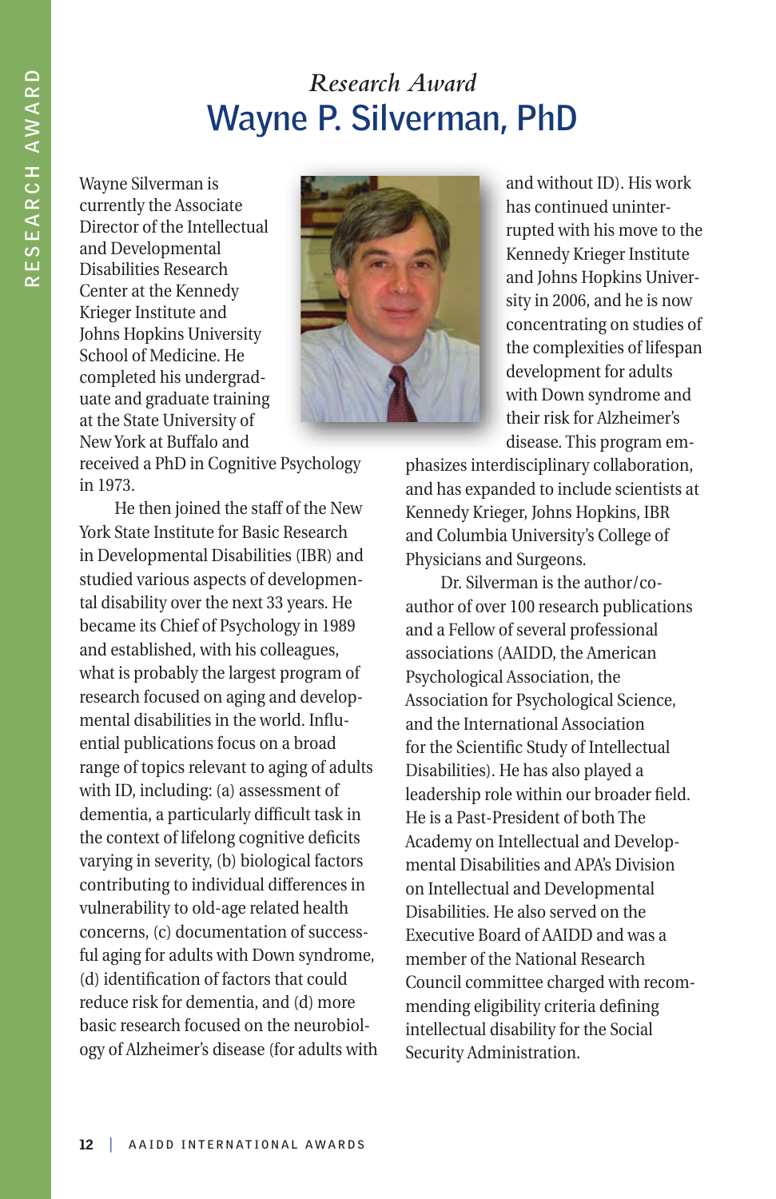*Research Award*

# Wayne P. Silverman, PhD

Wayne Silverman is currently the Associate Director of the Intellectual and Developmental Disabilities Research Center at the Kennedy Krieger Institute and Johns Hopkins University School of Medicine. He completed his undergraduate and graduate training at the State University of New York at Buffalo and received a PhD in Cognitive Psychology in 1973.

He then joined the staff of the New York State Institute for Basic Research in Developmental Disabilities (IBR) and studied various aspects of developmental disability over the next 33 years. He became its Chief of Psychology in 1989 and established, with his colleagues, what is probably the largest program of research focused on aging and developmental disabilities in the world. Influential publications focus on a broad range of topics relevant to aging of adults with ID, including: (a) assessment of dementia, a particularly difficult task in the context of lifelong cognitive deficits varying in severity, (b) biological factors contributing to individual differences in vulnerability to old-age related health concerns, (c) documentation of successful aging for adults with Down syndrome, (d) identification of factors that could reduce risk for dementia, and (d) more basic research focused on the neurobiology of Alzheimer's disease (for adults with and without ID). His work has continued uninterrupted with his move to the Kennedy Krieger Institute and Johns Hopkins University in 2006, and he is now concentrating on studies of the complexities of lifespan development for adults with Down syndrome and their risk for Alzheimer's disease. This program emphasizes interdisciplinary collaboration, and has expanded to include scientists at Kennedy Krieger, Johns Hopkins, IBR and Columbia University's College of Physicians and Surgeons.

Dr. Silverman is the author/co-author of over 100 research publications and a Fellow of several professional associations (AAIDD, the American Psychological Association, the Association for Psychological Science, and the International Association for the Scientific Study of Intellectual Disabilities). He has also played a leadership role within our broader field. He is a Past-President of both The Academy on Intellectual and Developmental Disabilities and APA's Division on Intellectual and Developmental Disabilities. He also served on the Executive Board of AAIDD and was a member of the National Research Council committee charged with recommending eligibility criteria defining intellectual disability for the Social Security Administration.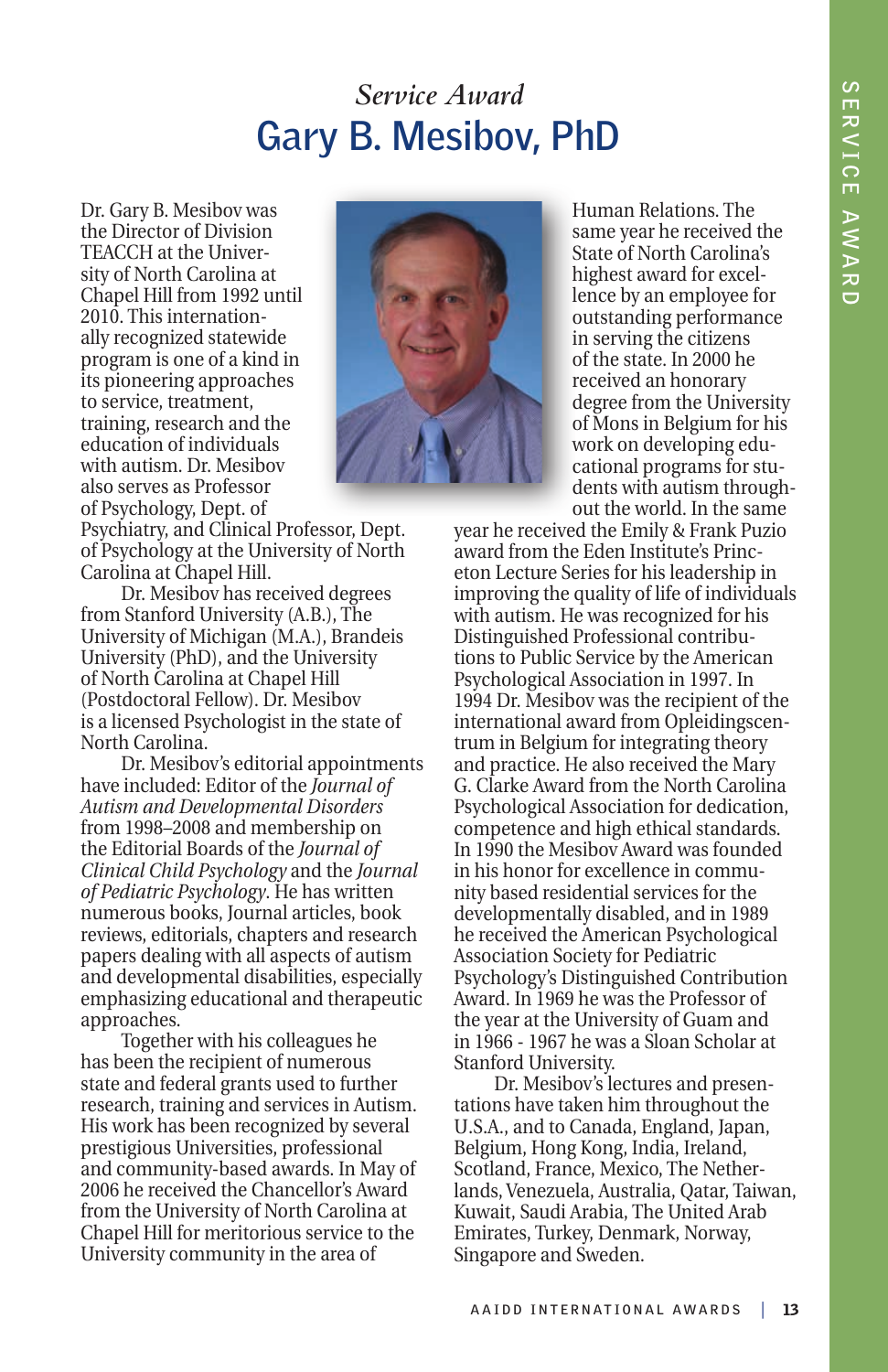*Service Award*

# Gary B. Mesibov, PhD

Dr. Gary B. Mesibov was the Director of Division TEACCH at the University of North Carolina at Chapel Hill from 1992 until 2010. This internationally recognized statewide program is one of a kind in its pioneering approaches to service, treatment, training, research and the education of individuals with autism. Dr. Mesibov also serves as Professor of Psychology, Dept. of Psychiatry, and Clinical Professor, Dept. of Psychology at the University of North Carolina at Chapel Hill.

Dr. Mesibov has received degrees from Stanford University (A.B.), The University of Michigan (M.A.), Brandeis University (PhD), and the University of North Carolina at Chapel Hill (Postdoctoral Fellow). Dr. Mesibov is a licensed Psychologist in the state of North Carolina.

Dr. Mesibov's editorial appointments have included: Editor of the *Journal of Autism and Developmental Disorders* from 1998–2008 and membership on the Editorial Boards of the *Journal of Clinical Child Psychology* and the *Journal of Pediatric Psychology*. He has written numerous books, Journal articles, book reviews, editorials, chapters and research papers dealing with all aspects of autism and developmental disabilities, especially emphasizing educational and therapeutic approaches.

Together with his colleagues he has been the recipient of numerous state and federal grants used to further research, training and services in Autism. His work has been recognized by several prestigious Universities, professional and community-based awards. In May of 2006 he received the Chancellor's Award from the University of North Carolina at Chapel Hill for meritorious service to the University community in the area of Human Relations. The same year he received the State of North Carolina's highest award for excellence by an employee for outstanding performance in serving the citizens of the state. In 2000 he received an honorary degree from the University of Mons in Belgium for his work on developing educational programs for students with autism throughout the world. In the same year he received the Emily & Frank Puzio award from the Eden Institute's Princeton Lecture Series for his leadership in improving the quality of life of individuals with autism. He was recognized for his Distinguished Professional contributions to Public Service by the American Psychological Association in 1997. In 1994 Dr. Mesibov was the recipient of the international award from Opleidingscentrum in Belgium for integrating theory and practice. He also received the Mary G. Clarke Award from the North Carolina Psychological Association for dedication, competence and high ethical standards. In 1990 the Mesibov Award was founded in his honor for excellence in community based residential services for the developmentally disabled, and in 1989 he received the American Psychological Association Society for Pediatric Psychology's Distinguished Contribution Award. In 1969 he was the Professor of the year at the University of Guam and in 1966 - 1967 he was a Sloan Scholar at Stanford University.

Dr. Mesibov's lectures and presentations have taken him throughout the U.S.A., and to Canada, England, Japan, Belgium, Hong Kong, India, Ireland, Scotland, France, Mexico, The Netherlands, Venezuela, Australia, Qatar, Taiwan, Kuwait, Saudi Arabia, The United Arab Emirates, Turkey, Denmark, Norway, Singapore and Sweden.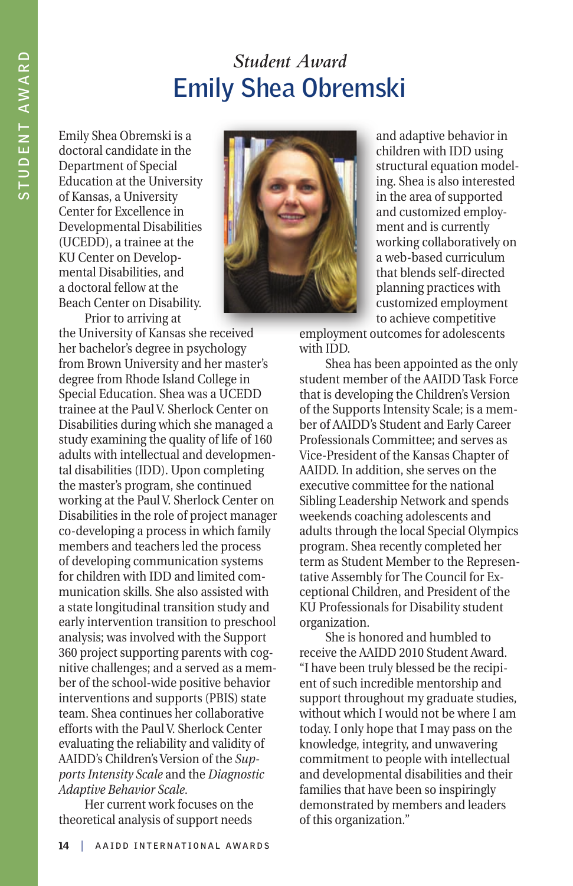*Student Award*

# Emily Shea Obremski

Emily Shea Obremski is a doctoral candidate in the Department of Special Education at the University of Kansas, a University Center for Excellence in Developmental Disabilities (UCEDD), a trainee at the KU Center on Developmental Disabilities, and a doctoral fellow at the Beach Center on Disability.

Prior to arriving at the University of Kansas she received her bachelor's degree in psychology from Brown University and her master's degree from Rhode Island College in Special Education. Shea was a UCEDD trainee at the Paul V. Sherlock Center on Disabilities during which she managed a study examining the quality of life of 160 adults with intellectual and developmental disabilities (IDD). Upon completing the master's program, she continued working at the Paul V. Sherlock Center on Disabilities in the role of project manager co-developing a process in which family members and teachers led the process of developing communication systems for children with IDD and limited communication skills. She also assisted with a state longitudinal transition study and early intervention transition to preschool analysis; was involved with the Support 360 project supporting parents with cognitive challenges; and a served as a member of the school-wide positive behavior interventions and supports (PBIS) state team. Shea continues her collaborative efforts with the Paul V. Sherlock Center evaluating the reliability and validity of AAIDD's Children's Version of the *Supports Intensity Scale* and the *Diagnostic Adaptive Behavior Scale*.

Her current work focuses on the theoretical analysis of support needs and adaptive behavior in children with IDD using structural equation modeling. Shea is also interested in the area of supported and customized employment and is currently working collaboratively on a web-based curriculum that blends self-directed planning practices with customized employment to achieve competitive employment outcomes for adolescents with IDD.

Shea has been appointed as the only student member of the AAIDD Task Force that is developing the Children's Version of the Supports Intensity Scale; is a member of AAIDD's Student and Early Career Professionals Committee; and serves as Vice-President of the Kansas Chapter of AAIDD. In addition, she serves on the executive committee for the national Sibling Leadership Network and spends weekends coaching adolescents and adults through the local Special Olympics program. Shea recently completed her term as Student Member to the Representative Assembly for The Council for Exceptional Children, and President of the KU Professionals for Disability student organization.

She is honored and humbled to receive the AAIDD 2010 Student Award. "I have been truly blessed be the recipient of such incredible mentorship and support throughout my graduate studies, without which I would not be where I am today. I only hope that I may pass on the knowledge, integrity, and unwavering commitment to people with intellectual and developmental disabilities and their families that have been so inspiringly demonstrated by members and leaders of this organization."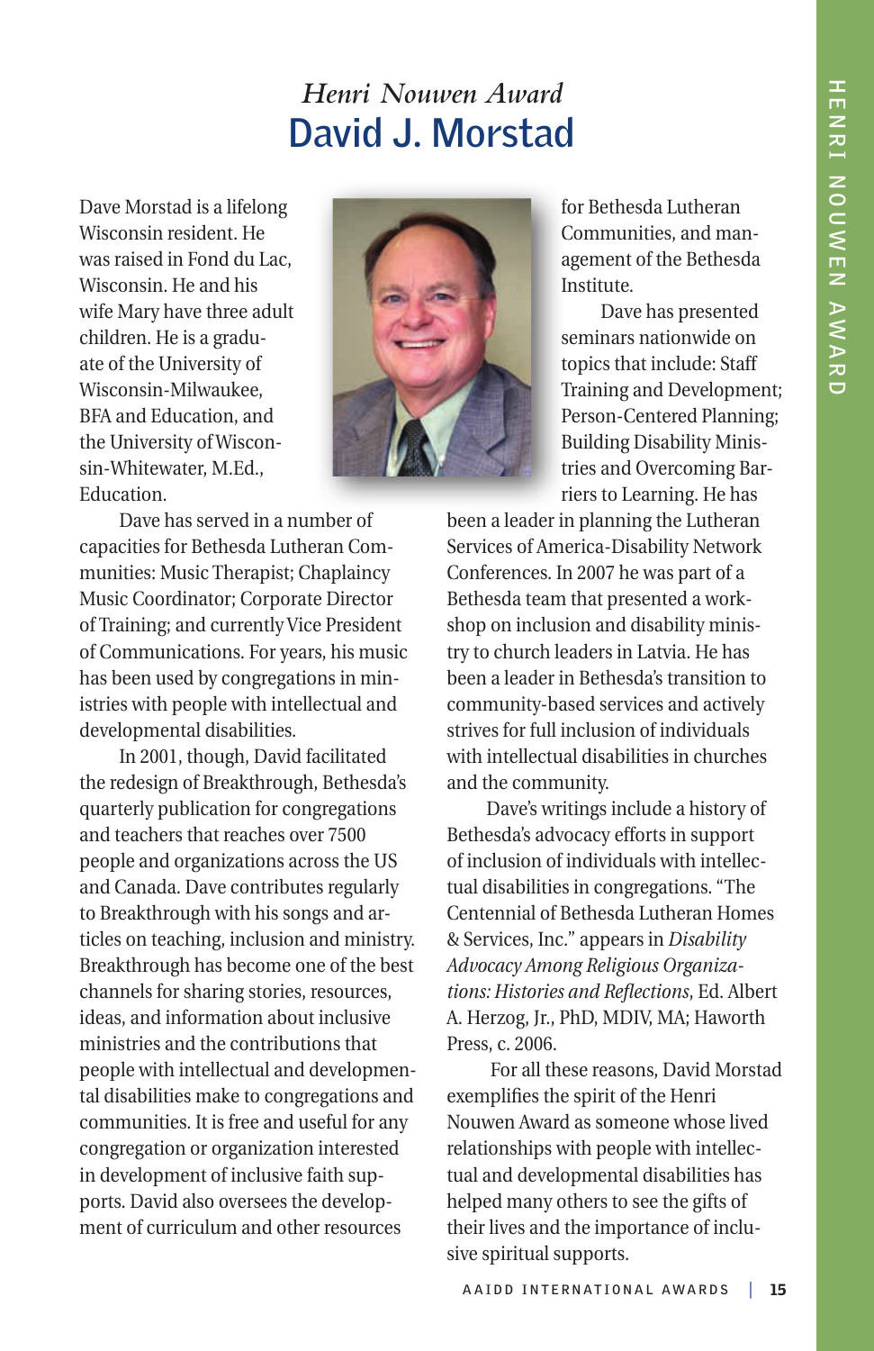*Henri Nouwen Award*

# David J. Morstad

Dave Morstad is a lifelong Wisconsin resident. He was raised in Fond du Lac, Wisconsin. He and his wife Mary have three adult children. He is a graduate of the University of Wisconsin-Milwaukee, BFA and Education, and the University of Wisconsin-Whitewater, M.Ed., Education.

Dave has served in a number of capacities for Bethesda Lutheran Communities: Music Therapist; Chaplaincy Music Coordinator; Corporate Director of Training; and currently Vice President of Communications. For years, his music has been used by congregations in ministries with people with intellectual and developmental disabilities.

In 2001, though, David facilitated the redesign of Breakthrough, Bethesda's quarterly publication for congregations and teachers that reaches over 7500 people and organizations across the US and Canada. Dave contributes regularly to Breakthrough with his songs and articles on teaching, inclusion and ministry. Breakthrough has become one of the best channels for sharing stories, resources, ideas, and information about inclusive ministries and the contributions that people with intellectual and developmental disabilities make to congregations and communities. It is free and useful for any congregation or organization interested in development of inclusive faith supports. David also oversees the development of curriculum and other resources for Bethesda Lutheran Communities, and management of the Bethesda Institute.

Dave has presented seminars nationwide on topics that include: Staff Training and Development; Person-Centered Planning; Building Disability Ministries and Overcoming Barriers to Learning. He has been a leader in planning the Lutheran Services of America-Disability Network Conferences. In 2007 he was part of a Bethesda team that presented a workshop on inclusion and disability ministry to church leaders in Latvia. He has been a leader in Bethesda's transition to community-based services and actively strives for full inclusion of individuals with intellectual disabilities in churches and the community.

Dave's writings include a history of Bethesda's advocacy efforts in support of inclusion of individuals with intellectual disabilities in congregations. "The Centennial of Bethesda Lutheran Homes & Services, Inc." appears in *Disability Advocacy Among Religious Organizations: Histories and Reflections*, Ed. Albert A. Herzog, Jr., PhD, MDIV, MA; Haworth Press, c. 2006.

For all these reasons, David Morstad exemplifies the spirit of the Henri Nouwen Award as someone whose lived relationships with people with intellectual and developmental disabilities has helped many others to see the gifts of their lives and the importance of inclusive spiritual supports.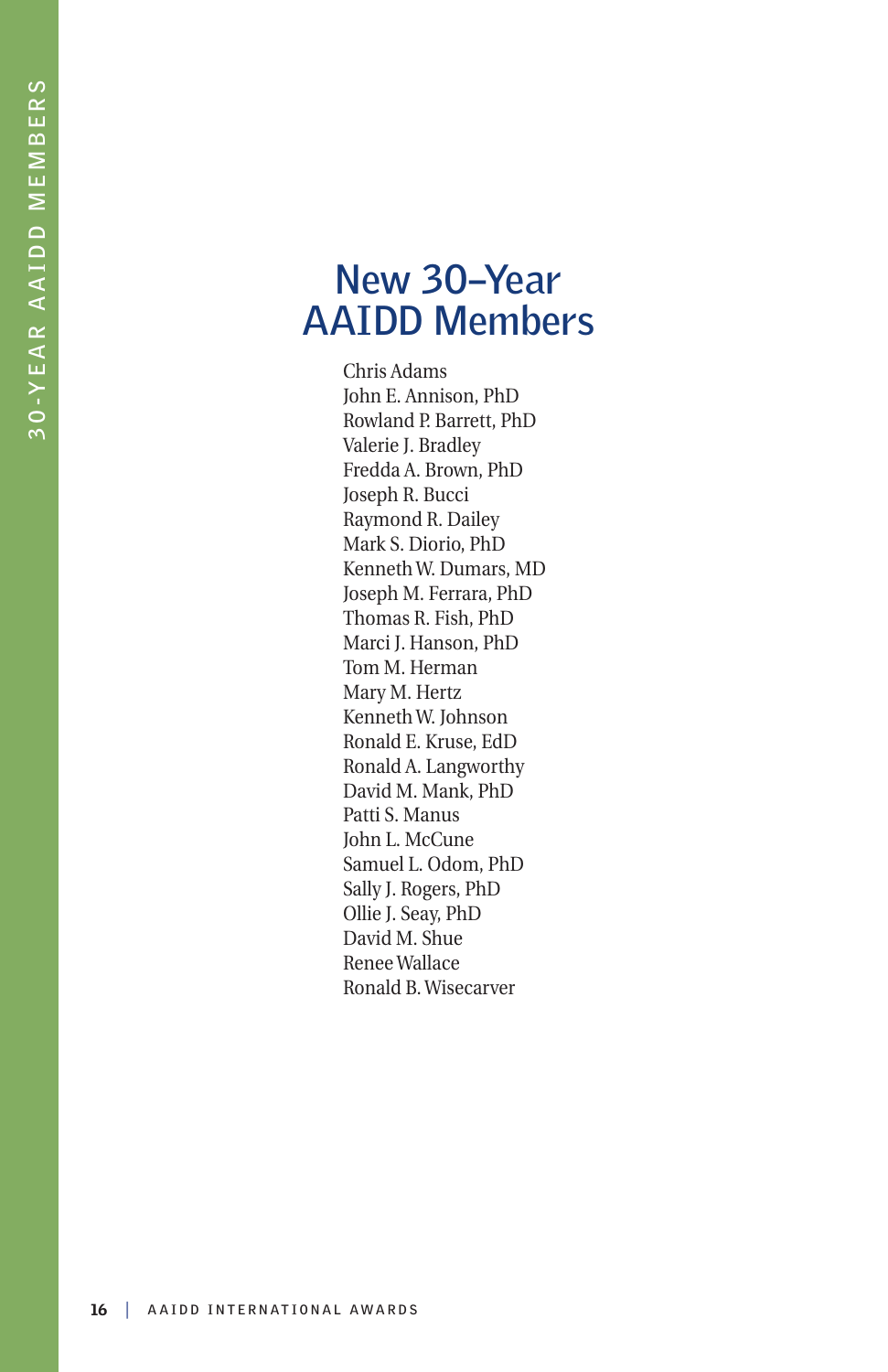# New 30–Year AAIDD Members

Chris Adams
John E. Annison, PhD
Rowland P. Barrett, PhD
Valerie J. Bradley
Fredda A. Brown, PhD
Joseph R. Bucci
Raymond R. Dailey
Mark S. Diorio, PhD
Kenneth W. Dumars, MD
Joseph M. Ferrara, PhD
Thomas R. Fish, PhD
Marci J. Hanson, PhD
Tom M. Herman
Mary M. Hertz
Kenneth W. Johnson
Ronald E. Kruse, EdD
Ronald A. Langworthy
David M. Mank, PhD
Patti S. Manus
John L. McCune
Samuel L. Odom, PhD
Sally J. Rogers, PhD
Ollie J. Seay, PhD
David M. Shue
Renee Wallace
Ronald B. Wisecarver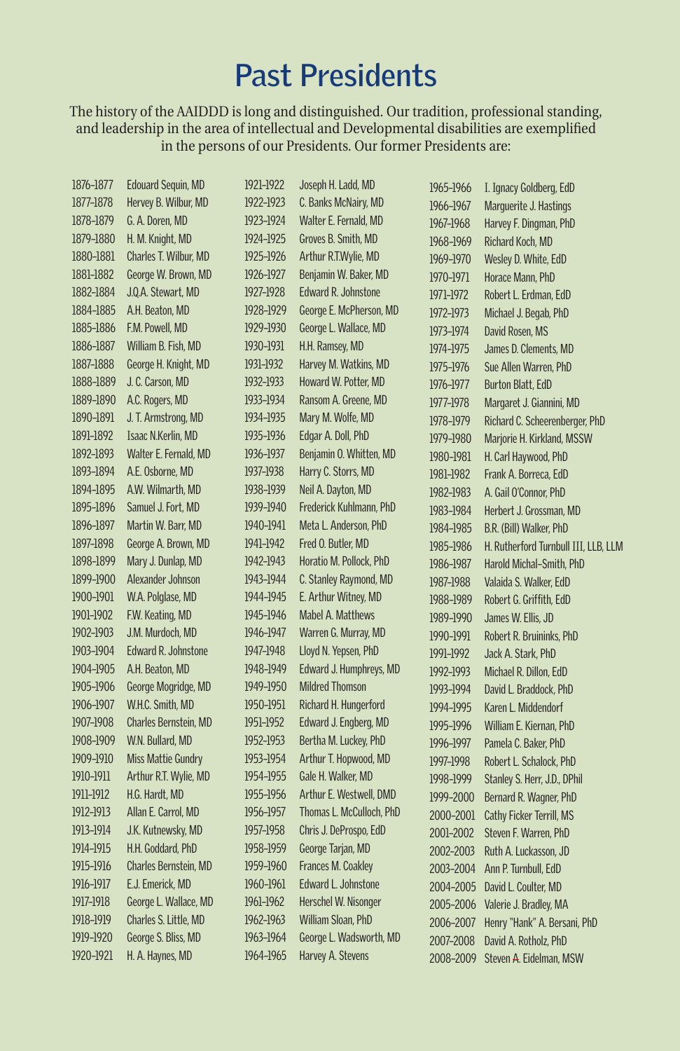# Past Presidents

The history of the AAIDDD is long and distinguished. Our tradition, professional standing, and leadership in the area of intellectual and Developmental disabilities are exemplified in the persons of our Presidents. Our former Presidents are:

| Years | President |
|---|---|
| 1876–1877 | Edouard Sequin, MD |
| 1877–1878 | Hervey B. Wilbur, MD |
| 1878–1879 | G. A. Doren, MD |
| 1879–1880 | H. M. Knight, MD |
| 1880–1881 | Charles T. Wilbur, MD |
| 1881–1882 | George W. Brown, MD |
| 1882–1884 | J.Q.A. Stewart, MD |
| 1884–1885 | A.H. Beaton, MD |
| 1885–1886 | F.M. Powell, MD |
| 1886–1887 | William B. Fish, MD |
| 1887–1888 | George H. Knight, MD |
| 1888–1889 | J. C. Carson, MD |
| 1889–1890 | A.C. Rogers, MD |
| 1890–1891 | J. T. Armstrong, MD |
| 1891–1892 | Isaac N.Kerlin, MD |
| 1892–1893 | Walter E. Fernald, MD |
| 1893–1894 | A.E. Osborne, MD |
| 1894–1895 | A.W. Wilmarth, MD |
| 1895–1896 | Samuel J. Fort, MD |
| 1896–1897 | Martin W. Barr, MD |
| 1897–1898 | George A. Brown, MD |
| 1898–1899 | Mary J. Dunlap, MD |
| 1899–1900 | Alexander Johnson |
| 1900–1901 | W.A. Polglase, MD |
| 1901–1902 | F.W. Keating, MD |
| 1902–1903 | J.M. Murdoch, MD |
| 1903–1904 | Edward R. Johnstone |
| 1904–1905 | A.H. Beaton, MD |
| 1905–1906 | George Mogridge, MD |
| 1906–1907 | W.H.C. Smith, MD |
| 1907–1908 | Charles Bernstein, MD |
| 1908–1909 | W.N. Bullard, MD |
| 1909–1910 | Miss Mattie Gundry |
| 1910–1911 | Arthur R.T. Wylie, MD |
| 1911–1912 | H.G. Hardt, MD |
| 1912–1913 | Allan E. Carrol, MD |
| 1913–1914 | J.K. Kutnewsky, MD |
| 1914–1915 | H.H. Goddard, PhD |
| 1915–1916 | Charles Bernstein, MD |
| 1916–1917 | E.J. Emerick, MD |
| 1917–1918 | George L. Wallace, MD |
| 1918–1919 | Charles S. Little, MD |
| 1919–1920 | George S. Bliss, MD |
| 1920–1921 | H. A. Haynes, MD |
| 1921–1922 | Joseph H. Ladd, MD |
| 1922–1923 | C. Banks McNairy, MD |
| 1923–1924 | Walter E. Fernald, MD |
| 1924–1925 | Groves B. Smith, MD |
| 1925–1926 | Arthur R.T.Wylie, MD |
| 1926–1927 | Benjamin W. Baker, MD |
| 1927–1928 | Edward R. Johnstone |
| 1928–1929 | George E. McPherson, MD |
| 1929–1930 | George L. Wallace, MD |
| 1930–1931 | H.H. Ramsey, MD |
| 1931–1932 | Harvey M. Watkins, MD |
| 1932–1933 | Howard W. Potter, MD |
| 1933–1934 | Ransom A. Greene, MD |
| 1934–1935 | Mary M. Wolfe, MD |
| 1935–1936 | Edgar A. Doll, PhD |
| 1936–1937 | Benjamin O. Whitten, MD |
| 1937–1938 | Harry C. Storrs, MD |
| 1938–1939 | Neil A. Dayton, MD |
| 1939–1940 | Frederick Kuhlmann, PhD |
| 1940–1941 | Meta L. Anderson, PhD |
| 1941–1942 | Fred O. Butler, MD |
| 1942–1943 | Horatio M. Pollock, PhD |
| 1943–1944 | C. Stanley Raymond, MD |
| 1944–1945 | E. Arthur Witney, MD |
| 1945–1946 | Mabel A. Matthews |
| 1946–1947 | Warren G. Murray, MD |
| 1947–1948 | Lloyd N. Yepsen, PhD |
| 1948–1949 | Edward J. Humphreys, MD |
| 1949–1950 | Mildred Thomson |
| 1950–1951 | Richard H. Hungerford |
| 1951–1952 | Edward J. Engberg, MD |
| 1952–1953 | Bertha M. Luckey, PhD |
| 1953–1954 | Arthur T. Hopwood, MD |
| 1954–1955 | Gale H. Walker, MD |
| 1955–1956 | Arthur E. Westwell, DMD |
| 1956–1957 | Thomas L. McCulloch, PhD |
| 1957–1958 | Chris J. DeProspo, EdD |
| 1958–1959 | George Tarjan, MD |
| 1959–1960 | Frances M. Coakley |
| 1960–1961 | Edward L. Johnstone |
| 1961–1962 | Herschel W. Nisonger |
| 1962–1963 | William Sloan, PhD |
| 1963–1964 | George L. Wadsworth, MD |
| 1964–1965 | Harvey A. Stevens |
| 1965–1966 | I. Ignacy Goldberg, EdD |
| 1966–1967 | Marguerite J. Hastings |
| 1967–1968 | Harvey F. Dingman, PhD |
| 1968–1969 | Richard Koch, MD |
| 1969–1970 | Wesley D. White, EdD |
| 1970–1971 | Horace Mann, PhD |
| 1971–1972 | Robert L. Erdman, EdD |
| 1972–1973 | Michael J. Begab, PhD |
| 1973–1974 | David Rosen, MS |
| 1974–1975 | James D. Clements, MD |
| 1975–1976 | Sue Allen Warren, PhD |
| 1976–1977 | Burton Blatt, EdD |
| 1977–1978 | Margaret J. Giannini, MD |
| 1978–1979 | Richard C. Scheerenberger, PhD |
| 1979–1980 | Marjorie H. Kirkland, MSSW |
| 1980–1981 | H. Carl Haywood, PhD |
| 1981–1982 | Frank A. Borreca, EdD |
| 1982–1983 | A. Gail O'Connor, PhD |
| 1983–1984 | Herbert J. Grossman, MD |
| 1984–1985 | B.R. (Bill) Walker, PhD |
| 1985–1986 | H. Rutherford Turnbull III, LLB, LLM |
| 1986–1987 | Harold Michal–Smith, PhD |
| 1987–1988 | Valaida S. Walker, EdD |
| 1988–1989 | Robert G. Griffith, EdD |
| 1989–1990 | James W. Ellis, JD |
| 1990–1991 | Robert R. Bruininks, PhD |
| 1991–1992 | Jack A. Stark, PhD |
| 1992–1993 | Michael R. Dillon, EdD |
| 1993–1994 | David L. Braddock, PhD |
| 1994–1995 | Karen L. Middendorf |
| 1995–1996 | William E. Kiernan, PhD |
| 1996–1997 | Pamela C. Baker, PhD |
| 1997–1998 | Robert L. Schalock, PhD |
| 1998–1999 | Stanley S. Herr, J.D., DPhil |
| 1999–2000 | Bernard R. Wagner, PhD |
| 2000–2001 | Cathy Ficker Terrill, MS |
| 2001–2002 | Steven F. Warren, PhD |
| 2002–2003 | Ruth A. Luckasson, JD |
| 2003–2004 | Ann P. Turnbull, EdD |
| 2004–2005 | David L. Coulter, MD |
| 2005–2006 | Valerie J. Bradley, MA |
| 2006–2007 | Henry "Hank" A. Bersani, PhD |
| 2007–2008 | David A. Rotholz, PhD |
| 2008–2009 | Steven A. Eidelman, MSW |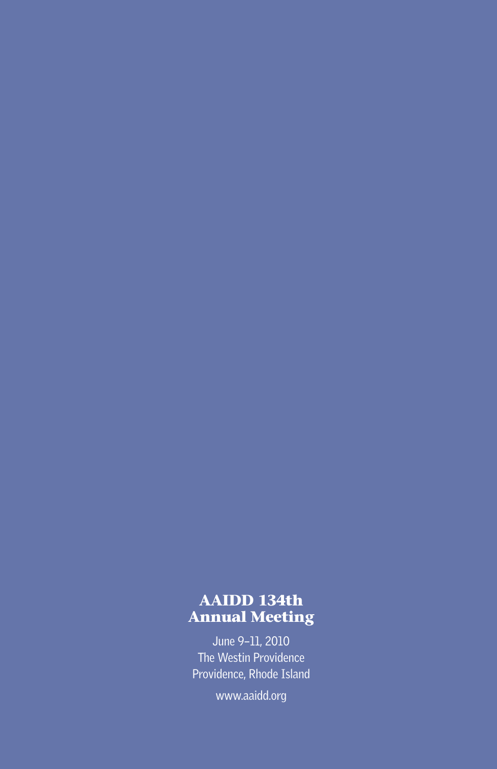**AAIDD 134th Annual Meeting**

June 9–11, 2010
The Westin Providence
Providence, Rhode Island

www.aaidd.org